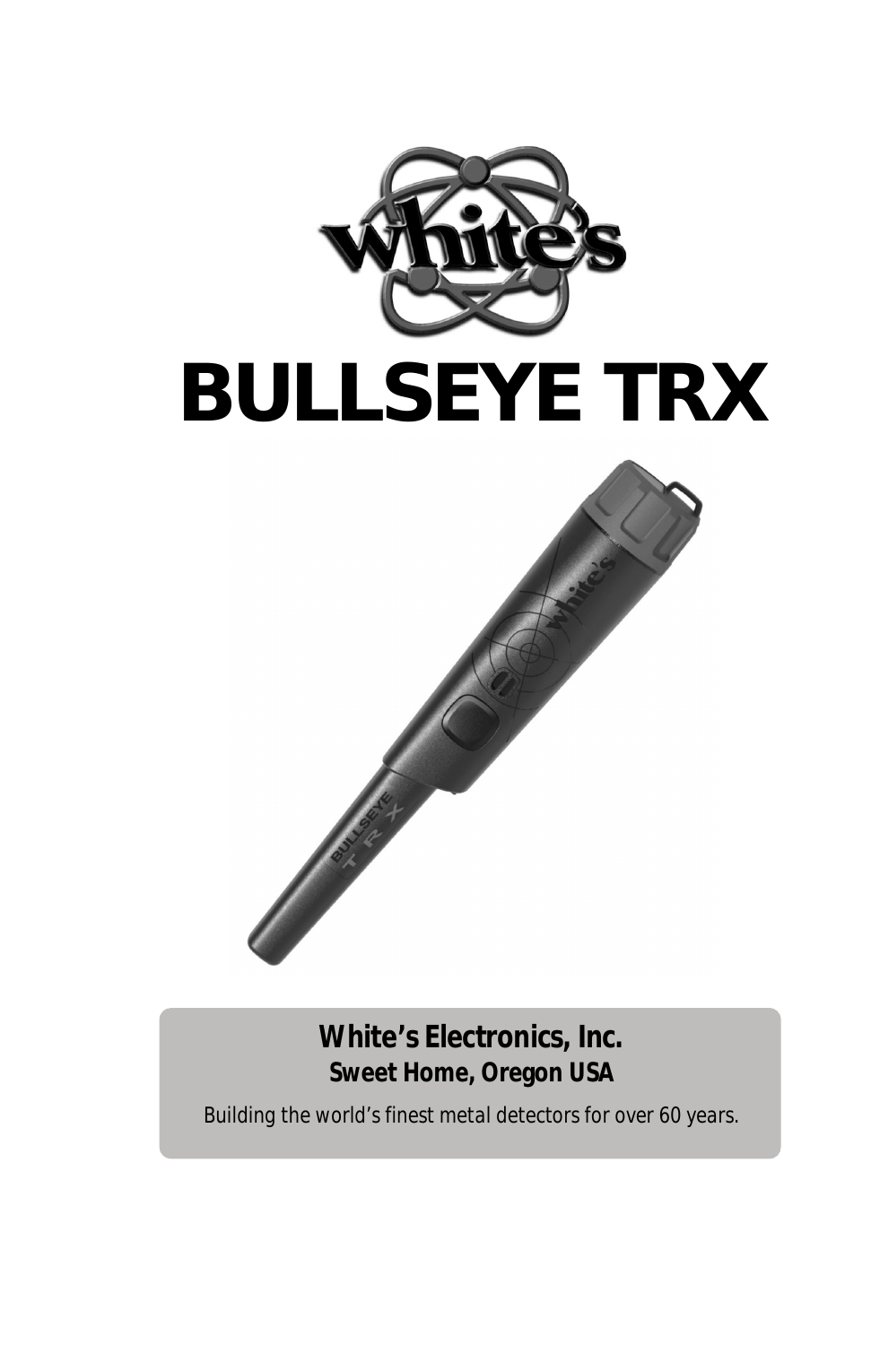# BULLSEYE TRX

**White's Electronics, Inc.**
**Sweet Home, Oregon USA**

*Building the world's finest metal detectors for over 60 years.*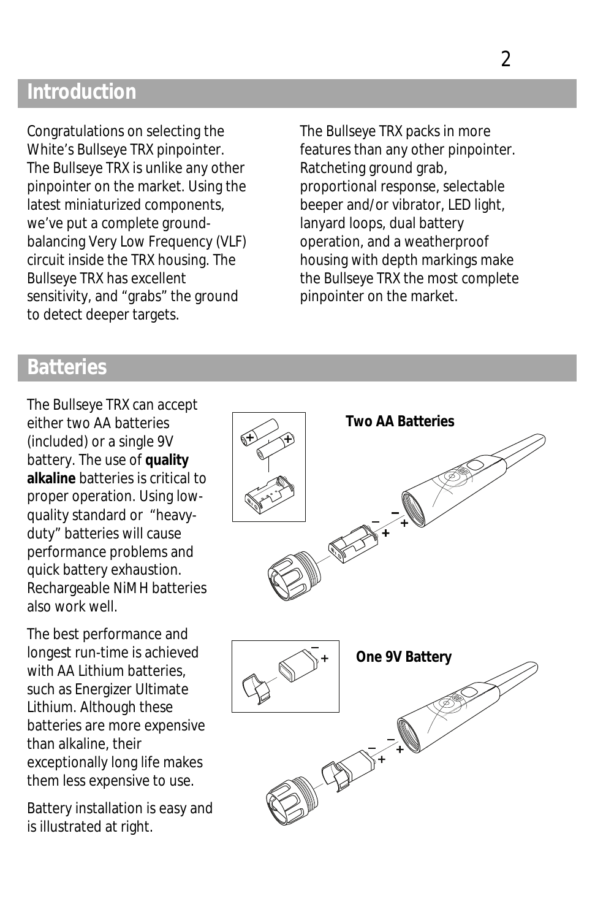## Introduction

Congratulations on selecting the White's Bullseye TRX pinpointer. The Bullseye TRX is unlike any other pinpointer on the market. Using the latest miniaturized components, we've put a complete ground-balancing Very Low Frequency (VLF) circuit inside the TRX housing. The Bullseye TRX has excellent sensitivity, and "grabs" the ground to detect deeper targets.

The Bullseye TRX packs in more features than any other pinpointer. Ratcheting ground grab, proportional response, selectable beeper and/or vibrator, LED light, lanyard loops, dual battery operation, and a weatherproof housing with depth markings make the Bullseye TRX the most complete pinpointer on the market.

## Batteries

The Bullseye TRX can accept either two AA batteries (included) or a single 9V battery. The use of **quality alkaline** batteries is critical to proper operation. Using low-quality standard or "heavy-duty" batteries will cause performance problems and quick battery exhaustion. Rechargeable NiMH batteries also work well.

The best performance and longest run-time is achieved with AA Lithium batteries, such as Energizer Ultimate Lithium. Although these batteries are more expensive than alkaline, their exceptionally long life makes them less expensive to use.

Battery installation is easy and is illustrated at right.

**Two AA Batteries**

**One 9V Battery**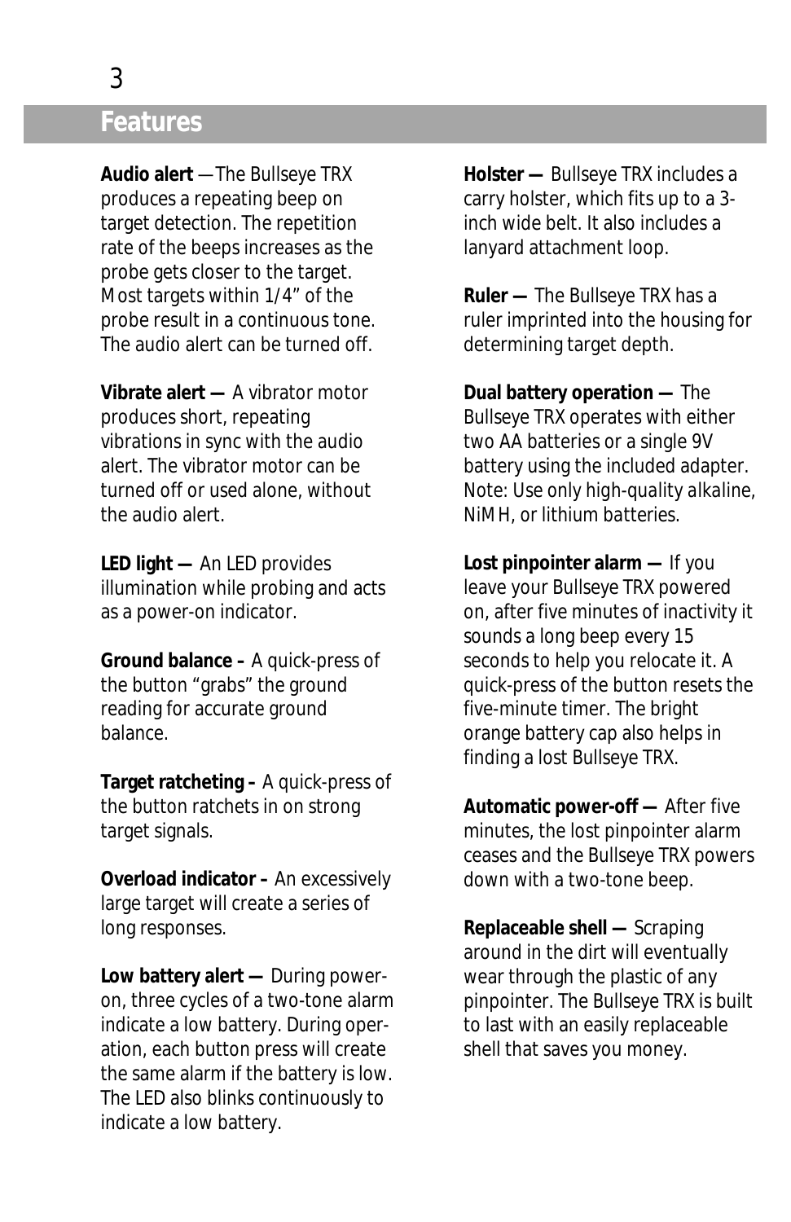## Features

**Audio alert** —The Bullseye TRX produces a repeating beep on target detection. The repetition rate of the beeps increases as the probe gets closer to the target. Most targets within 1/4" of the probe result in a continuous tone. The audio alert can be turned off.

**Vibrate alert —** A vibrator motor produces short, repeating vibrations in sync with the audio alert. The vibrator motor can be turned off or used alone, without the audio alert.

**LED light —** An LED provides illumination while probing and acts as a power-on indicator.

**Ground balance –** A quick-press of the button "grabs" the ground reading for accurate ground balance.

**Target ratcheting –** A quick-press of the button ratchets in on strong target signals.

**Overload indicator –** An excessively large target will create a series of long responses.

**Low battery alert —** During power-on, three cycles of a two-tone alarm indicate a low battery. During operation, each button press will create the same alarm if the battery is low. The LED also blinks continuously to indicate a low battery.

**Holster —** Bullseye TRX includes a carry holster, which fits up to a 3-inch wide belt. It also includes a lanyard attachment loop.

**Ruler —** The Bullseye TRX has a ruler imprinted into the housing for determining target depth.

**Dual battery operation —** The Bullseye TRX operates with either two AA batteries or a single 9V battery using the included adapter. Note: Use only high-quality alkaline, NiMH, or lithium batteries.

**Lost pinpointer alarm —** If you leave your Bullseye TRX powered on, after five minutes of inactivity it sounds a long beep every 15 seconds to help you relocate it. A quick-press of the button resets the five-minute timer. The bright orange battery cap also helps in finding a lost Bullseye TRX.

**Automatic power-off —** After five minutes, the lost pinpointer alarm ceases and the Bullseye TRX powers down with a two-tone beep.

**Replaceable shell —** Scraping around in the dirt will eventually wear through the plastic of any pinpointer. The Bullseye TRX is built to last with an easily replaceable shell that saves you money.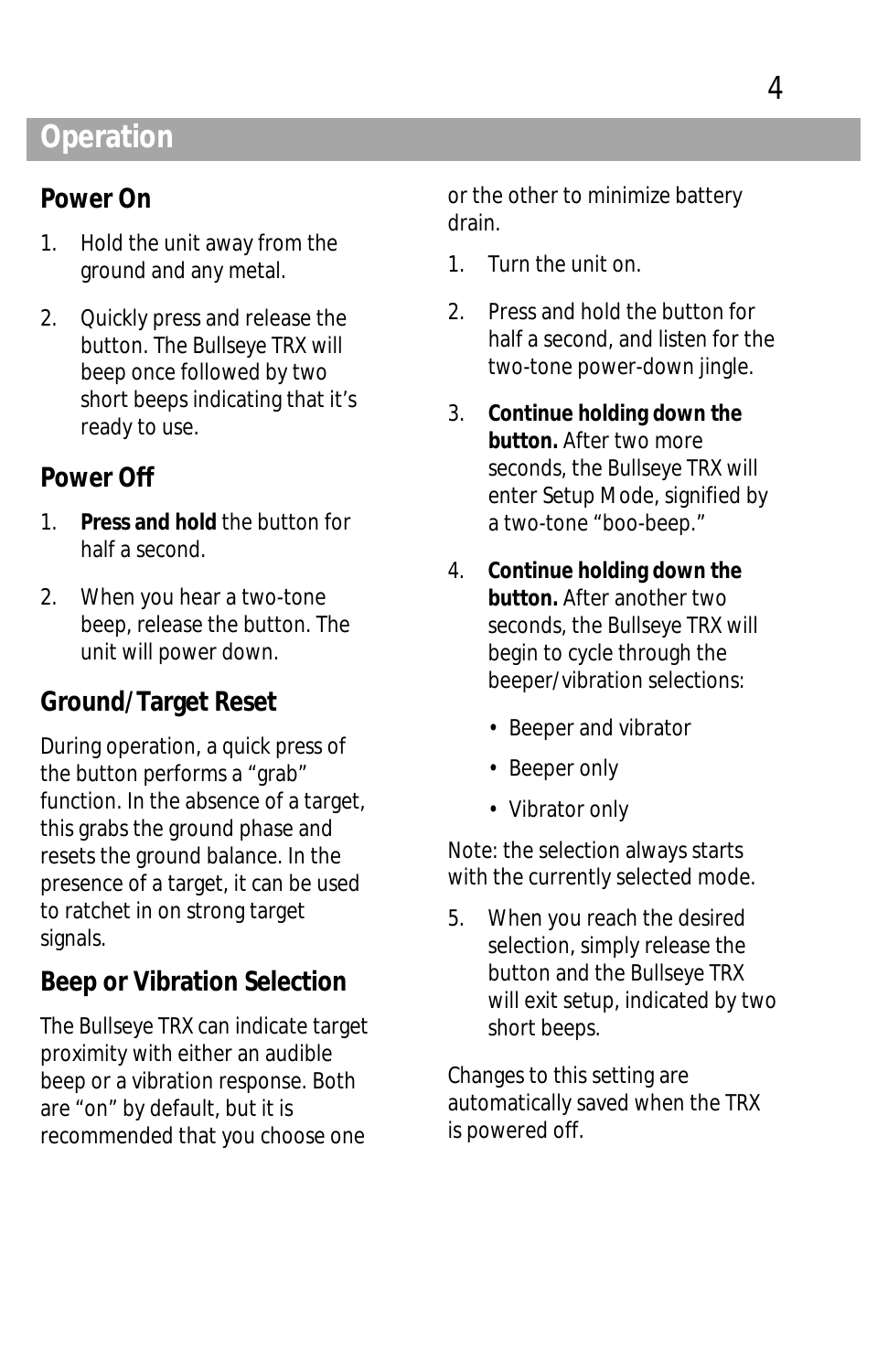# Operation

## Power On

1. Hold the unit away from the ground and any metal.
2. Quickly press and release the button. The Bullseye TRX will beep once followed by two short beeps indicating that it's ready to use.

## Power Off

1. **Press and hold** the button for half a second.
2. When you hear a two-tone beep, release the button. The unit will power down.

## Ground/Target Reset

During operation, a quick press of the button performs a "grab" function. In the absence of a target, this grabs the ground phase and resets the ground balance. In the presence of a target, it can be used to ratchet in on strong target signals.

## Beep or Vibration Selection

The Bullseye TRX can indicate target proximity with either an audible beep or a vibration response. Both are "on" by default, but it is recommended that you choose one or the other to minimize battery drain.

1. Turn the unit on.
2. Press and hold the button for half a second, and listen for the two-tone power-down jingle.
3. **Continue holding down the button.** After two more seconds, the Bullseye TRX will enter Setup Mode, signified by a two-tone "boo-beep."
4. **Continue holding down the button.** After another two seconds, the Bullseye TRX will begin to cycle through the beeper/vibration selections:
   - Beeper and vibrator
   - Beeper only
   - Vibrator only

Note: the selection always starts with the currently selected mode.

5. When you reach the desired selection, simply release the button and the Bullseye TRX will exit setup, indicated by two short beeps.

Changes to this setting are automatically saved when the TRX is powered off.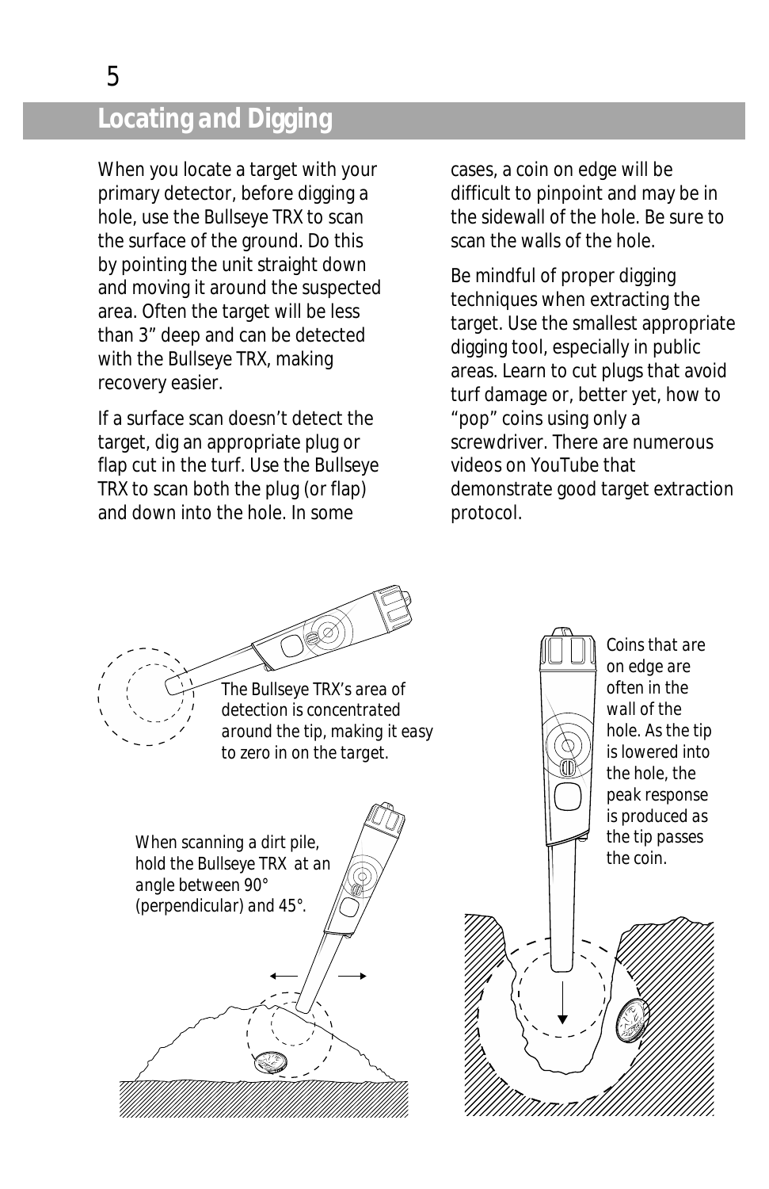## Locating and Digging

When you locate a target with your primary detector, before digging a hole, use the Bullseye TRX to scan the surface of the ground. Do this by pointing the unit straight down and moving it around the suspected area. Often the target will be less than 3” deep and can be detected with the Bullseye TRX, making recovery easier.

If a surface scan doesn’t detect the target, dig an appropriate plug or flap cut in the turf. Use the Bullseye TRX to scan both the plug (or flap) and down into the hole. In some cases, a coin on edge will be difficult to pinpoint and may be in the sidewall of the hole. Be sure to scan the walls of the hole.

Be mindful of proper digging techniques when extracting the target. Use the smallest appropriate digging tool, especially in public areas. Learn to cut plugs that avoid turf damage or, better yet, how to “pop” coins using only a screwdriver. There are numerous videos on YouTube that demonstrate good target extraction protocol.

*The Bullseye TRX’s area of detection is concentrated around the tip, making it easy to zero in on the target.*

*When scanning a dirt pile, hold the Bullseye TRX at an angle between 90° (perpendicular) and 45°.*

*Coins that are on edge are often in the wall of the hole. As the tip is lowered into the hole, the peak response is produced as the tip passes the coin.*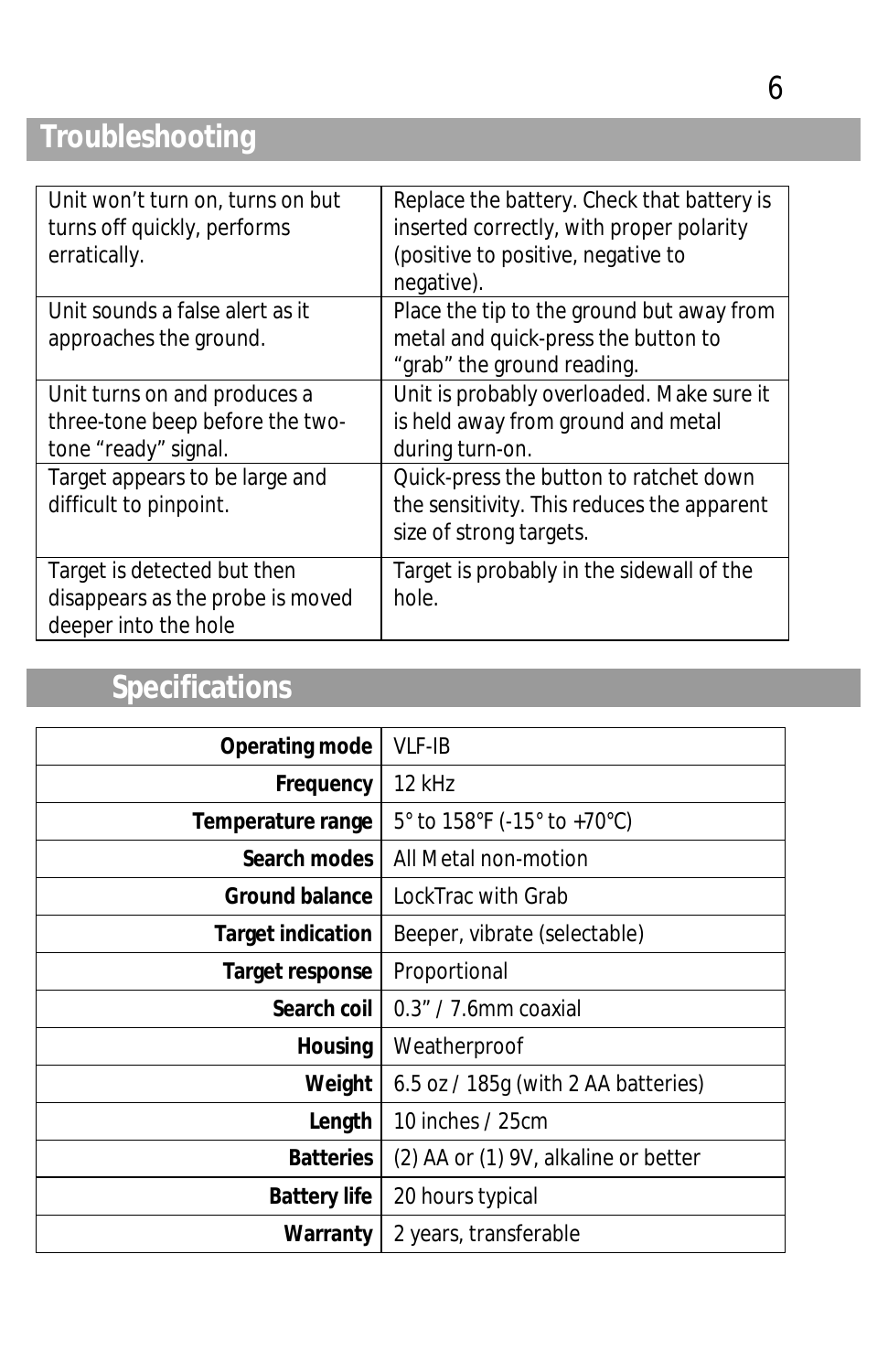## Troubleshooting

| | |
|---|---|
| Unit won't turn on, turns on but turns off quickly, performs erratically. | Replace the battery. Check that battery is inserted correctly, with proper polarity (positive to positive, negative to negative). |
| Unit sounds a false alert as it approaches the ground. | Place the tip to the ground but away from metal and quick-press the button to "grab" the ground reading. |
| Unit turns on and produces a three-tone beep before the two-tone "ready" signal. | Unit is probably overloaded. Make sure it is held away from ground and metal during turn-on. |
| Target appears to be large and difficult to pinpoint. | Quick-press the button to ratchet down the sensitivity. This reduces the apparent size of strong targets. |
| Target is detected but then disappears as the probe is moved deeper into the hole | Target is probably in the sidewall of the hole. |

## Specifications

| | |
|---|---|
| **Operating mode** | VLF-IB |
| **Frequency** | 12 kHz |
| **Temperature range** | 5° to 158°F (-15° to +70°C) |
| **Search modes** | All Metal non-motion |
| **Ground balance** | LockTrac with Grab |
| **Target indication** | Beeper, vibrate (selectable) |
| **Target response** | Proportional |
| **Search coil** | 0.3" / 7.6mm coaxial |
| **Housing** | Weatherproof |
| **Weight** | 6.5 oz / 185g (with 2 AA batteries) |
| **Length** | 10 inches / 25cm |
| **Batteries** | (2) AA or (1) 9V, alkaline or better |
| **Battery life** | 20 hours typical |
| **Warranty** | 2 years, transferable |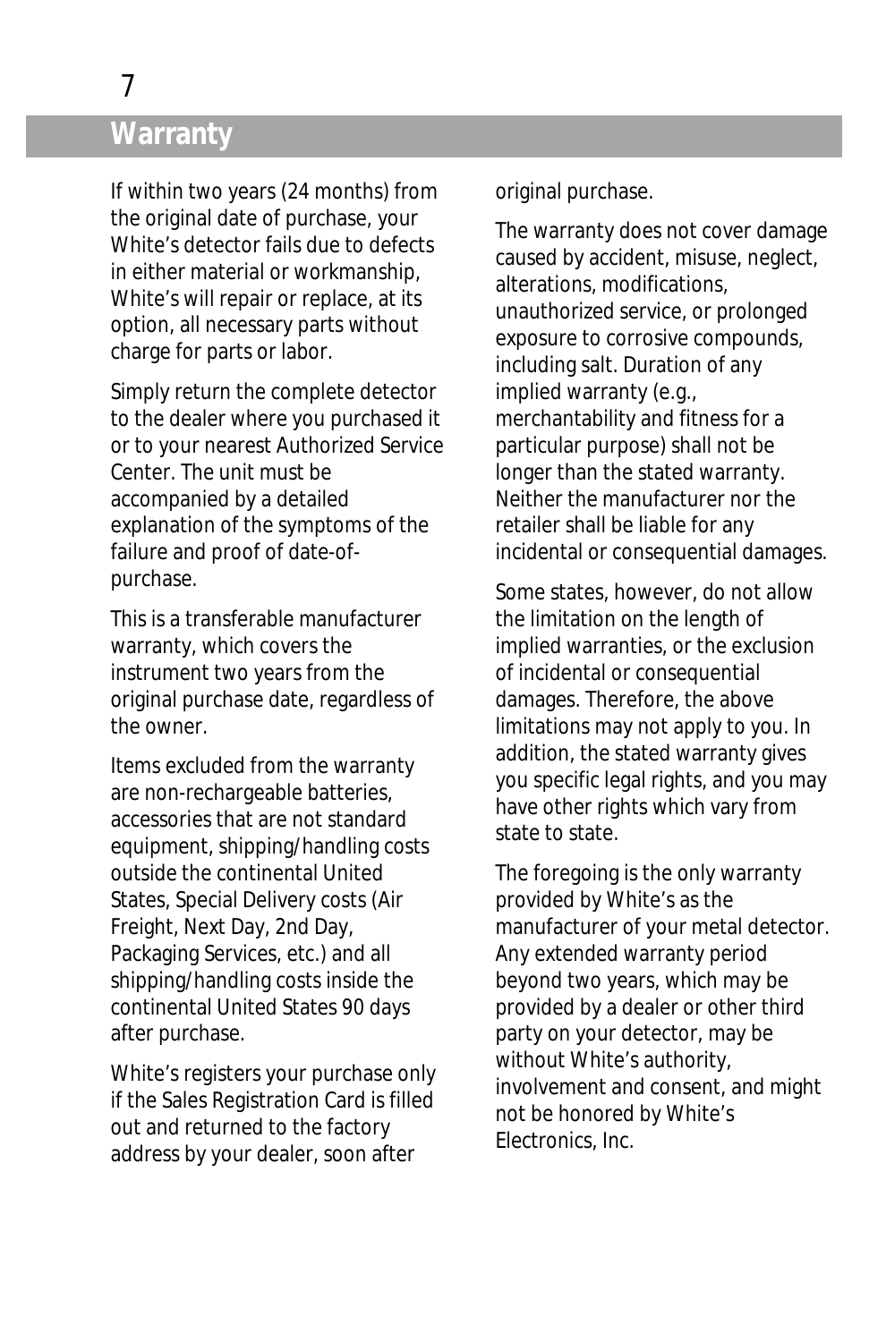# Warranty

If within two years (24 months) from the original date of purchase, your White's detector fails due to defects in either material or workmanship, White's will repair or replace, at its option, all necessary parts without charge for parts or labor.

Simply return the complete detector to the dealer where you purchased it or to your nearest Authorized Service Center. The unit must be accompanied by a detailed explanation of the symptoms of the failure and proof of date-of-purchase.

This is a transferable manufacturer warranty, which covers the instrument two years from the original purchase date, regardless of the owner.

Items excluded from the warranty are non-rechargeable batteries, accessories that are not standard equipment, shipping/handling costs outside the continental United States, Special Delivery costs (Air Freight, Next Day, 2nd Day, Packaging Services, etc.) and all shipping/handling costs inside the continental United States 90 days after purchase.

White's registers your purchase only if the Sales Registration Card is filled out and returned to the factory address by your dealer, soon after original purchase.

The warranty does not cover damage caused by accident, misuse, neglect, alterations, modifications, unauthorized service, or prolonged exposure to corrosive compounds, including salt. Duration of any implied warranty (e.g., merchantability and fitness for a particular purpose) shall not be longer than the stated warranty. Neither the manufacturer nor the retailer shall be liable for any incidental or consequential damages.

Some states, however, do not allow the limitation on the length of implied warranties, or the exclusion of incidental or consequential damages. Therefore, the above limitations may not apply to you. In addition, the stated warranty gives you specific legal rights, and you may have other rights which vary from state to state.

The foregoing is the only warranty provided by White's as the manufacturer of your metal detector. Any extended warranty period beyond two years, which may be provided by a dealer or other third party on your detector, may be without White's authority, involvement and consent, and might not be honored by White's Electronics, Inc.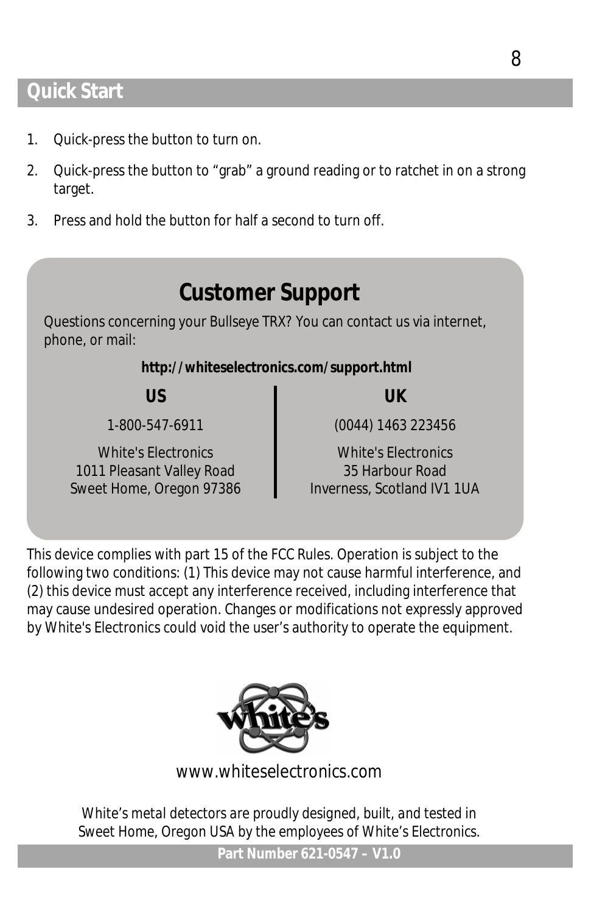## Quick Start

1. Quick-press the button to turn on.
2. Quick-press the button to “grab” a ground reading or to ratchet in on a strong target.
3. Press and hold the button for half a second to turn off.

### Customer Support

Questions concerning your Bullseye TRX? You can contact us via internet, phone, or mail:

**http://whiteselectronics.com/support.html**

**US**

1-800-547-6911

White's Electronics
1011 Pleasant Valley Road
Sweet Home, Oregon 97386

**UK**

(0044) 1463 223456

White's Electronics
35 Harbour Road
Inverness, Scotland IV1 1UA

This device complies with part 15 of the FCC Rules. Operation is subject to the following two conditions: (1) This device may not cause harmful interference, and (2) this device must accept any interference received, including interference that may cause undesired operation. Changes or modifications not expressly approved by White's Electronics could void the user’s authority to operate the equipment.

www.whiteselectronics.com

*White’s metal detectors are proudly designed, built, and tested in Sweet Home, Oregon USA by the employees of White’s Electronics.*

**Part Number 621-0547 – V1.0**